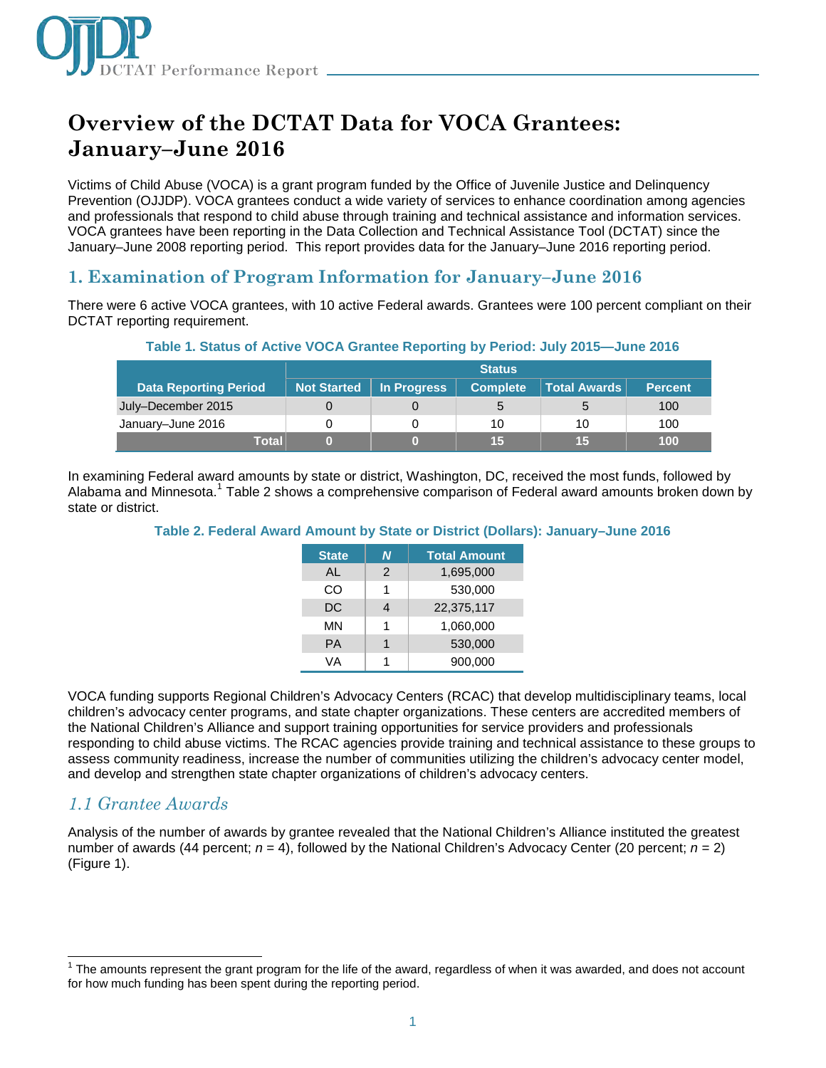# Overview of the DCTAT Data for VOCA Grantees: January–June 2016

Victims of Child Abuse (VOCA) is a grant program funded by the Office of Juvenile Justice and Delinquency Prevention (OJJDP). VOCA grantees conduct a wide variety of services to enhance coordination among agencies and professionals that respond to child abuse through training and technical assistance and information services. VOCA grantees have been reporting in the Data Collection and Technical Assistance Tool (DCTAT) since the January–June 2008 reporting period. This report provides data for the January–June 2016 reporting period.

## 1. Examination of Program Information for January–June 2016

There were 6 active VOCA grantees, with 10 active Federal awards. Grantees were 100 percent compliant on their DCTAT reporting requirement.

**Table 1. Status of Active VOCA Grantee Reporting by Period: July 2015—June 2016**

| | Status | | | | |
|---|---|---|---|---|---|
| **Data Reporting Period** | **Not Started** | **In Progress** | **Complete** | **Total Awards** | **Percent** |
| July–December 2015 | 0 | 0 | 5 | 5 | 100 |
| January–June 2016 | 0 | 0 | 10 | 10 | 100 |
| **Total** | **0** | **0** | **15** | **15** | **100** |

In examining Federal award amounts by state or district, Washington, DC, received the most funds, followed by Alabama and Minnesota.[1] Table 2 shows a comprehensive comparison of Federal award amounts broken down by state or district.

**Table 2. Federal Award Amount by State or District (Dollars): January–June 2016**

| State | *N* | Total Amount |
|---|---|---|
| AL | 2 | 1,695,000 |
| CO | 1 | 530,000 |
| DC | 4 | 22,375,117 |
| MN | 1 | 1,060,000 |
| PA | 1 | 530,000 |
| VA | 1 | 900,000 |

VOCA funding supports Regional Children's Advocacy Centers (RCAC) that develop multidisciplinary teams, local children's advocacy center programs, and state chapter organizations. These centers are accredited members of the National Children's Alliance and support training opportunities for service providers and professionals responding to child abuse victims. The RCAC agencies provide training and technical assistance to these groups to assess community readiness, increase the number of communities utilizing the children's advocacy center model, and develop and strengthen state chapter organizations of children's advocacy centers.

### *1.1 Grantee Awards*

Analysis of the number of awards by grantee revealed that the National Children's Alliance instituted the greatest number of awards (44 percent; *n* = 4), followed by the National Children's Advocacy Center (20 percent; *n* = 2) (Figure 1).

---

[1] The amounts represent the grant program for the life of the award, regardless of when it was awarded, and does not account for how much funding has been spent during the reporting period.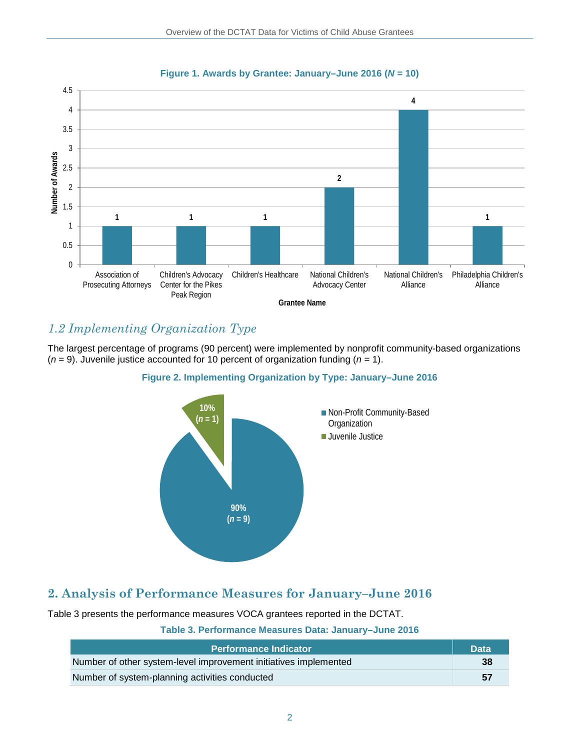**Figure 1. Awards by Grantee: January–June 2016 (*N* = 10)**

| Grantee Name | Number of Awards |
|---|---|
| Association of Prosecuting Attorneys | 1 |
| Children's Advocacy Center for the Pikes Peak Region | 1 |
| Children's Healthcare | 1 |
| National Children's Advocacy Center | 2 |
| National Children's Alliance | 4 |
| Philadelphia Children's Alliance | 1 |

### *1.2 Implementing Organization Type*

The largest percentage of programs (90 percent) were implemented by nonprofit community-based organizations (*n* = 9). Juvenile justice accounted for 10 percent of organization funding (*n* = 1).

**Figure 2. Implementing Organization by Type: January–June 2016**

| Organization Type | Percent |
|---|---|
| Non-Profit Community-Based Organization | 90% (*n* = 9) |
| Juvenile Justice | 10% (*n* = 1) |

## 2. Analysis of Performance Measures for January–June 2016

Table 3 presents the performance measures VOCA grantees reported in the DCTAT.

**Table 3. Performance Measures Data: January–June 2016**

| Performance Indicator | Data |
|---|---|
| Number of other system-level improvement initiatives implemented | 38 |
| Number of system-planning activities conducted | 57 |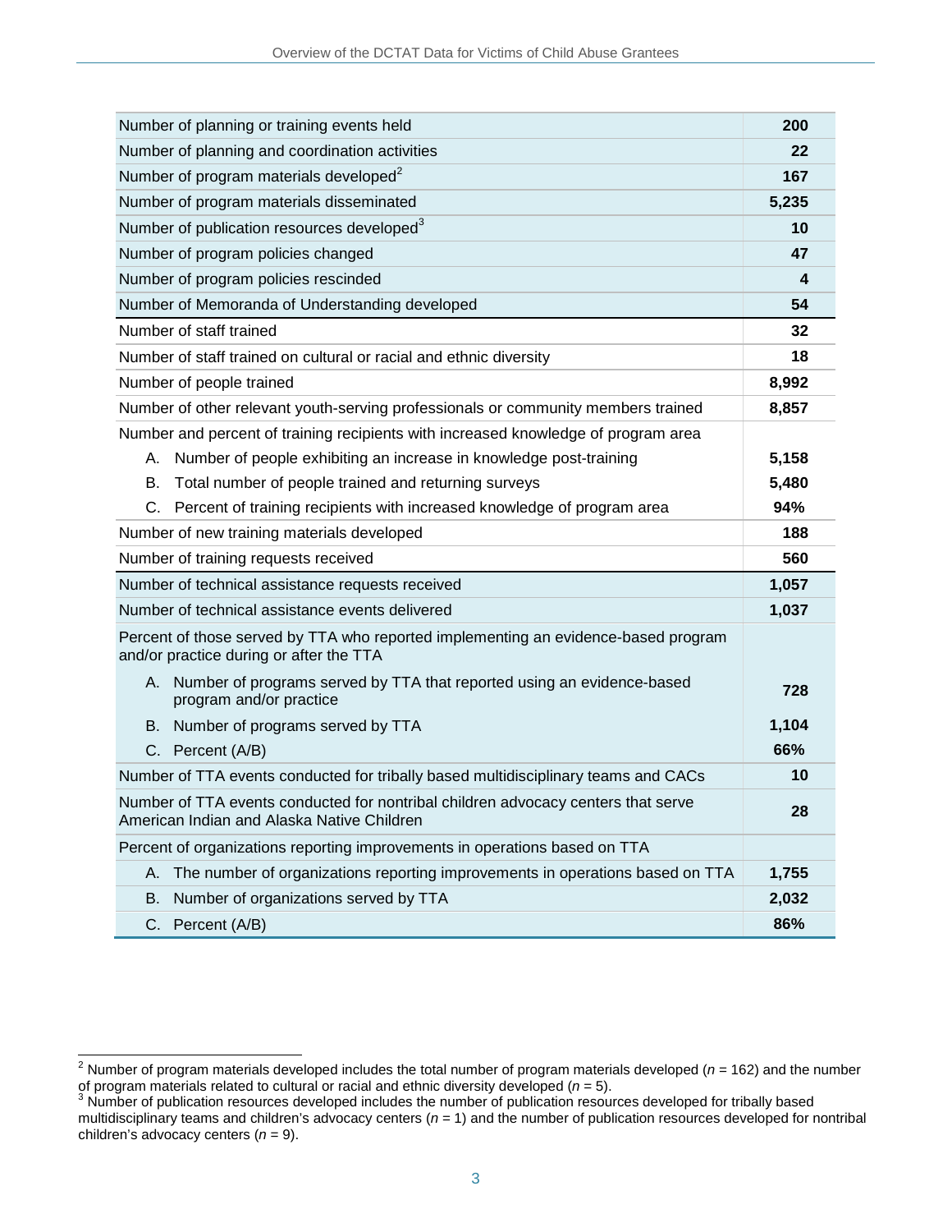| | |
|---|---|
| Number of planning or training events held | **200** |
| Number of planning and coordination activities | **22** |
| Number of program materials developed[2] | **167** |
| Number of program materials disseminated | **5,235** |
| Number of publication resources developed[3] | **10** |
| Number of program policies changed | **47** |
| Number of program policies rescinded | **4** |
| Number of Memoranda of Understanding developed | **54** |
| Number of staff trained | **32** |
| Number of staff trained on cultural or racial and ethnic diversity | **18** |
| Number of people trained | **8,992** |
| Number of other relevant youth-serving professionals or community members trained | **8,857** |
| Number and percent of training recipients with increased knowledge of program area | |
| A. Number of people exhibiting an increase in knowledge post-training | **5,158** |
| B. Total number of people trained and returning surveys | **5,480** |
| C. Percent of training recipients with increased knowledge of program area | **94%** |
| Number of new training materials developed | **188** |
| Number of training requests received | **560** |
| Number of technical assistance requests received | **1,057** |
| Number of technical assistance events delivered | **1,037** |
| Percent of those served by TTA who reported implementing an evidence-based program and/or practice during or after the TTA | |
| A. Number of programs served by TTA that reported using an evidence-based program and/or practice | **728** |
| B. Number of programs served by TTA | **1,104** |
| C. Percent (A/B) | **66%** |
| Number of TTA events conducted for tribally based multidisciplinary teams and CACs | **10** |
| Number of TTA events conducted for nontribal children advocacy centers that serve American Indian and Alaska Native Children | **28** |
| Percent of organizations reporting improvements in operations based on TTA | |
| A. The number of organizations reporting improvements in operations based on TTA | **1,755** |
| B. Number of organizations served by TTA | **2,032** |
| C. Percent (A/B) | **86%** |

[2] Number of program materials developed includes the total number of program materials developed (*n* = 162) and the number of program materials related to cultural or racial and ethnic diversity developed (*n* = 5).

[3] Number of publication resources developed includes the number of publication resources developed for tribally based multidisciplinary teams and children's advocacy centers (*n* = 1) and the number of publication resources developed for nontribal children's advocacy centers (*n* = 9).